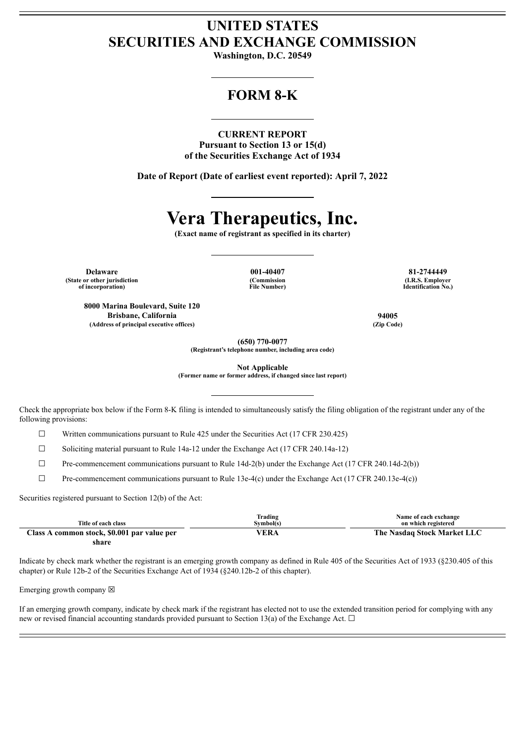# UNITED STATES
# SECURITIES AND EXCHANGE COMMISSION

**Washington, D.C. 20549**

## FORM 8-K

**CURRENT REPORT**
**Pursuant to Section 13 or 15(d)**
**of the Securities Exchange Act of 1934**

**Date of Report (Date of earliest event reported): April 7, 2022**

# Vera Therapeutics, Inc.

**(Exact name of registrant as specified in its charter)**

| Delaware | 001-40407 | 81-2744449 |
|---|---|---|
| (State or other jurisdiction of incorporation) | (Commission File Number) | (I.R.S. Employer Identification No.) |

| 8000 Marina Boulevard, Suite 120 Brisbane, California | 94005 |
|---|---|
| (Address of principal executive offices) | (Zip Code) |

**(650) 770-0077**
**(Registrant's telephone number, including area code)**

**Not Applicable**
**(Former name or former address, if changed since last report)**

Check the appropriate box below if the Form 8-K filing is intended to simultaneously satisfy the filing obligation of the registrant under any of the following provisions:

☐ Written communications pursuant to Rule 425 under the Securities Act (17 CFR 230.425)

☐ Soliciting material pursuant to Rule 14a-12 under the Exchange Act (17 CFR 240.14a-12)

☐ Pre-commencement communications pursuant to Rule 14d-2(b) under the Exchange Act (17 CFR 240.14d-2(b))

☐ Pre-commencement communications pursuant to Rule 13e-4(c) under the Exchange Act (17 CFR 240.13e-4(c))

Securities registered pursuant to Section 12(b) of the Act:

| Title of each class | Trading Symbol(s) | Name of each exchange on which registered |
|---|---|---|
| **Class A common stock, $0.001 par value per share** | **VERA** | **The Nasdaq Stock Market LLC** |

Indicate by check mark whether the registrant is an emerging growth company as defined in Rule 405 of the Securities Act of 1933 (§230.405 of this chapter) or Rule 12b-2 of the Securities Exchange Act of 1934 (§240.12b-2 of this chapter).

Emerging growth company ☒

If an emerging growth company, indicate by check mark if the registrant has elected not to use the extended transition period for complying with any new or revised financial accounting standards provided pursuant to Section 13(a) of the Exchange Act. ☐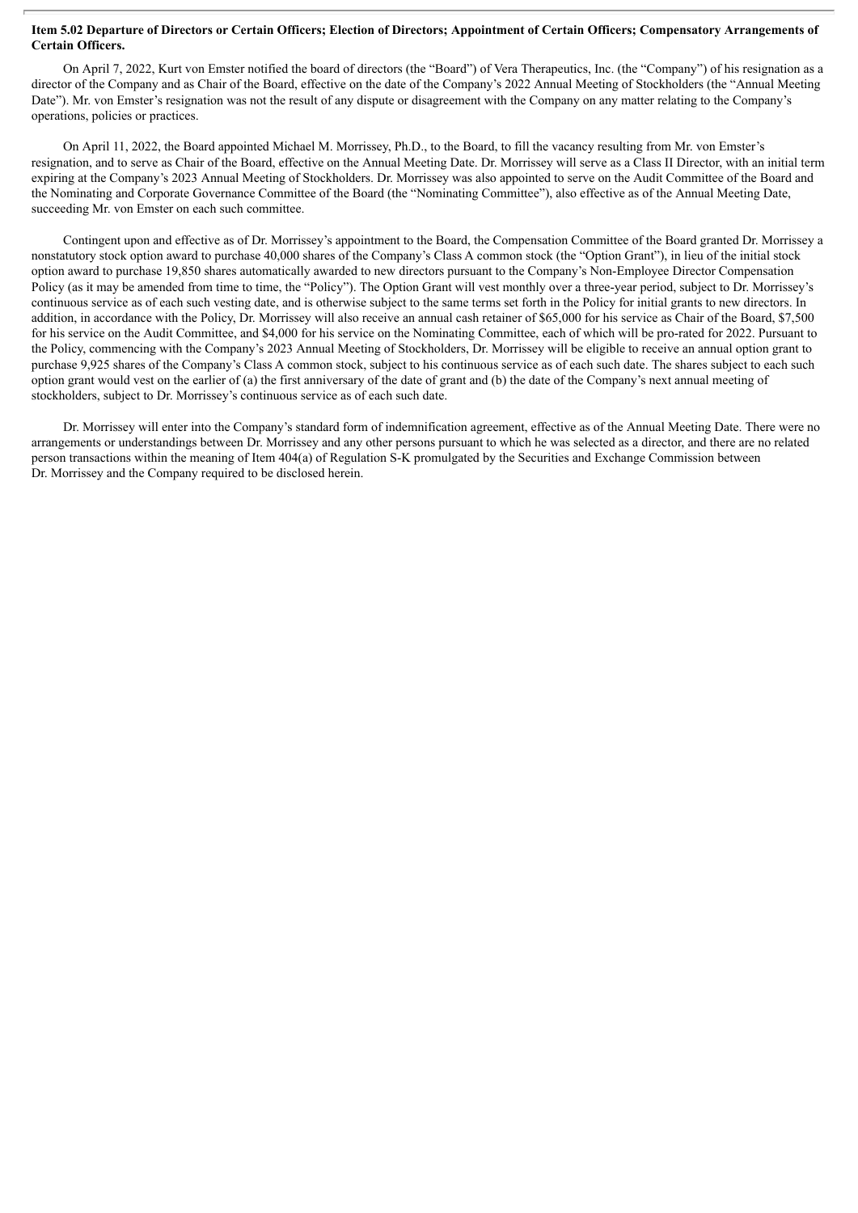**Item 5.02 Departure of Directors or Certain Officers; Election of Directors; Appointment of Certain Officers; Compensatory Arrangements of Certain Officers.**

On April 7, 2022, Kurt von Emster notified the board of directors (the "Board") of Vera Therapeutics, Inc. (the "Company") of his resignation as a director of the Company and as Chair of the Board, effective on the date of the Company's 2022 Annual Meeting of Stockholders (the "Annual Meeting Date"). Mr. von Emster's resignation was not the result of any dispute or disagreement with the Company on any matter relating to the Company's operations, policies or practices.

On April 11, 2022, the Board appointed Michael M. Morrissey, Ph.D., to the Board, to fill the vacancy resulting from Mr. von Emster's resignation, and to serve as Chair of the Board, effective on the Annual Meeting Date. Dr. Morrissey will serve as a Class II Director, with an initial term expiring at the Company's 2023 Annual Meeting of Stockholders. Dr. Morrissey was also appointed to serve on the Audit Committee of the Board and the Nominating and Corporate Governance Committee of the Board (the "Nominating Committee"), also effective as of the Annual Meeting Date, succeeding Mr. von Emster on each such committee.

Contingent upon and effective as of Dr. Morrissey's appointment to the Board, the Compensation Committee of the Board granted Dr. Morrissey a nonstatutory stock option award to purchase 40,000 shares of the Company's Class A common stock (the "Option Grant"), in lieu of the initial stock option award to purchase 19,850 shares automatically awarded to new directors pursuant to the Company's Non-Employee Director Compensation Policy (as it may be amended from time to time, the "Policy"). The Option Grant will vest monthly over a three-year period, subject to Dr. Morrissey's continuous service as of each such vesting date, and is otherwise subject to the same terms set forth in the Policy for initial grants to new directors. In addition, in accordance with the Policy, Dr. Morrissey will also receive an annual cash retainer of $65,000 for his service as Chair of the Board, $7,500 for his service on the Audit Committee, and $4,000 for his service on the Nominating Committee, each of which will be pro-rated for 2022. Pursuant to the Policy, commencing with the Company's 2023 Annual Meeting of Stockholders, Dr. Morrissey will be eligible to receive an annual option grant to purchase 9,925 shares of the Company's Class A common stock, subject to his continuous service as of each such date. The shares subject to each such option grant would vest on the earlier of (a) the first anniversary of the date of grant and (b) the date of the Company's next annual meeting of stockholders, subject to Dr. Morrissey's continuous service as of each such date.

Dr. Morrissey will enter into the Company's standard form of indemnification agreement, effective as of the Annual Meeting Date. There were no arrangements or understandings between Dr. Morrissey and any other persons pursuant to which he was selected as a director, and there are no related person transactions within the meaning of Item 404(a) of Regulation S-K promulgated by the Securities and Exchange Commission between Dr. Morrissey and the Company required to be disclosed herein.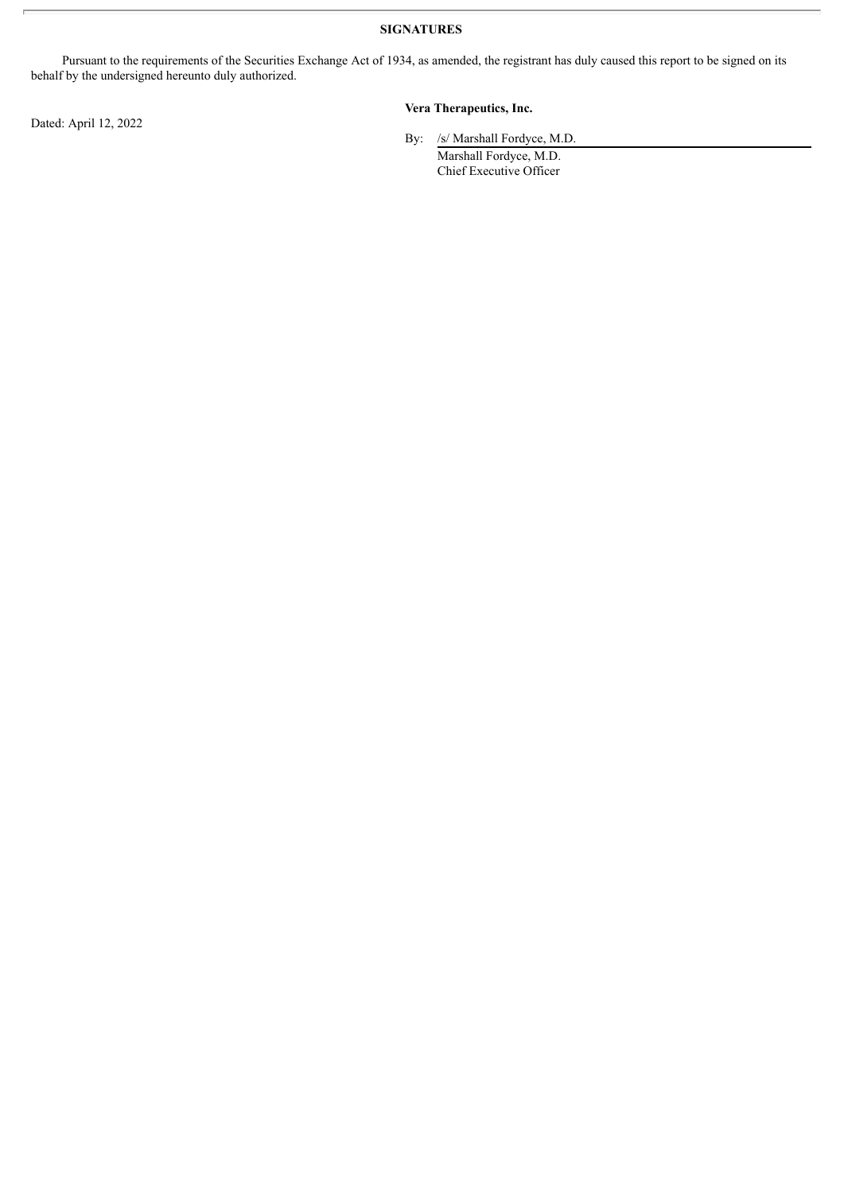## SIGNATURES

Pursuant to the requirements of the Securities Exchange Act of 1934, as amended, the registrant has duly caused this report to be signed on its behalf by the undersigned hereunto duly authorized.

Dated: April 12, 2022

**Vera Therapeutics, Inc.**

By: /s/ Marshall Fordyce, M.D.
Marshall Fordyce, M.D.
Chief Executive Officer